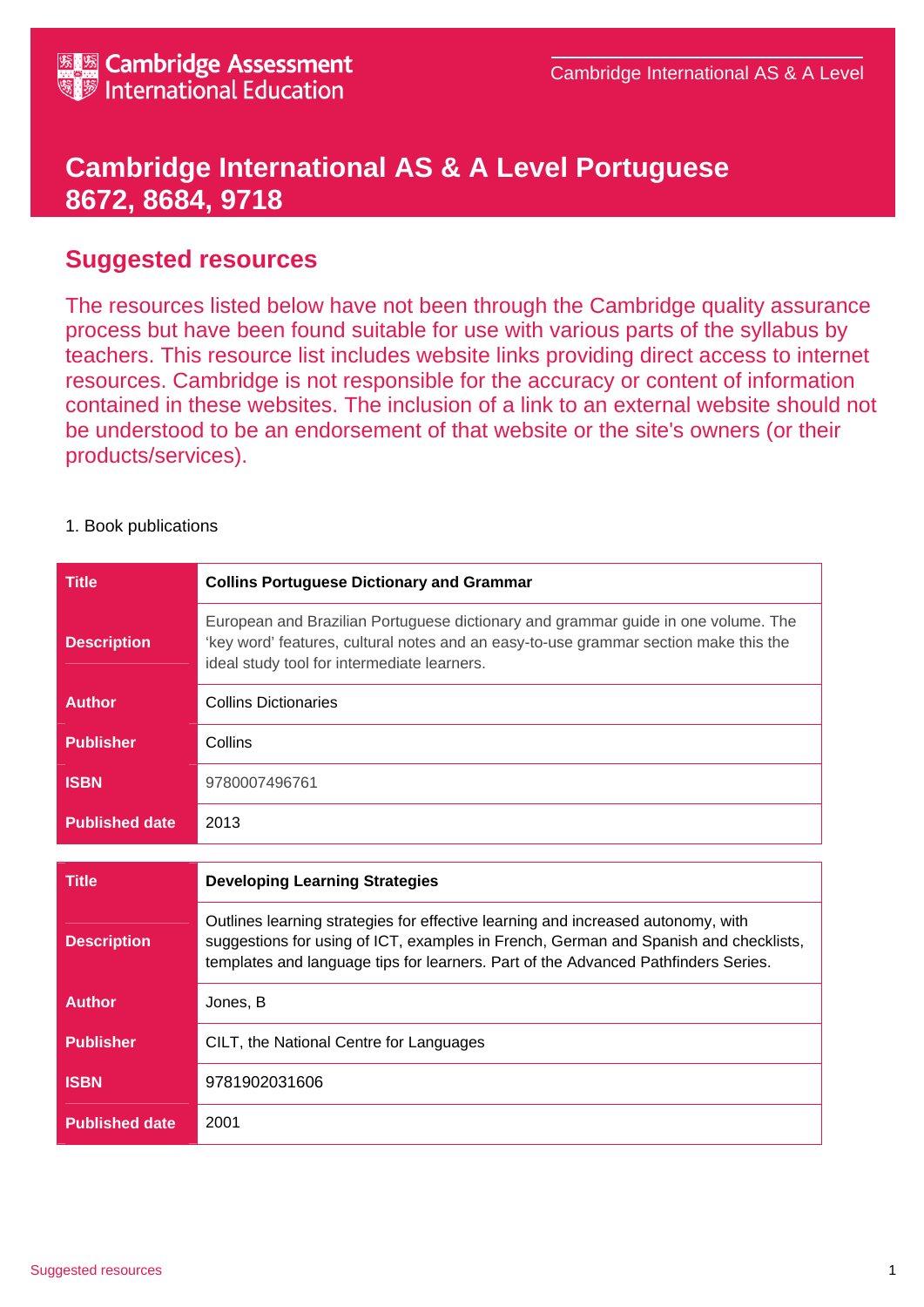# Cambridge International AS & A Level Portuguese 8672, 8684, 9718

## Suggested resources

The resources listed below have not been through the Cambridge quality assurance process but have been found suitable for use with various parts of the syllabus by teachers. This resource list includes website links providing direct access to internet resources. Cambridge is not responsible for the accuracy or content of information contained in these websites. The inclusion of a link to an external website should not be understood to be an endorsement of that website or the site's owners (or their products/services).

1. Book publications

| | |
|---|---|
| **Title** | **Collins Portuguese Dictionary and Grammar** |
| **Description** | European and Brazilian Portuguese dictionary and grammar guide in one volume. The 'key word' features, cultural notes and an easy-to-use grammar section make this the ideal study tool for intermediate learners. |
| **Author** | Collins Dictionaries |
| **Publisher** | Collins |
| **ISBN** | 9780007496761 |
| **Published date** | 2013 |

| | |
|---|---|
| **Title** | **Developing Learning Strategies** |
| **Description** | Outlines learning strategies for effective learning and increased autonomy, with suggestions for using of ICT, examples in French, German and Spanish and checklists, templates and language tips for learners. Part of the Advanced Pathfinders Series. |
| **Author** | Jones, B |
| **Publisher** | CILT, the National Centre for Languages |
| **ISBN** | 9781902031606 |
| **Published date** | 2001 |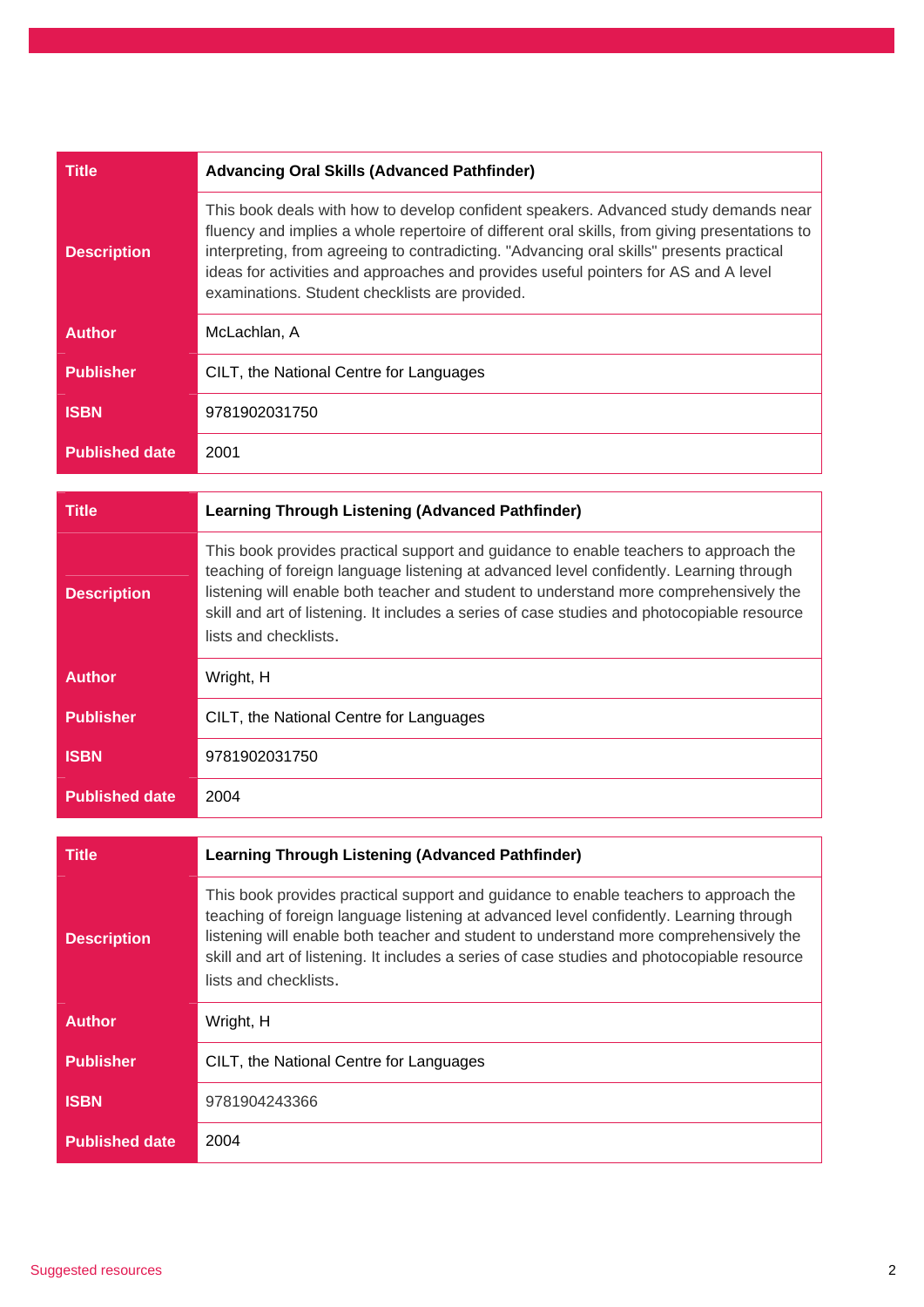| Title | Advancing Oral Skills (Advanced Pathfinder) |
|---|---|
| Description | This book deals with how to develop confident speakers. Advanced study demands near fluency and implies a whole repertoire of different oral skills, from giving presentations to interpreting, from agreeing to contradicting. "Advancing oral skills" presents practical ideas for activities and approaches and provides useful pointers for AS and A level examinations. Student checklists are provided. |
| Author | McLachlan, A |
| Publisher | CILT, the National Centre for Languages |
| ISBN | 9781902031750 |
| Published date | 2001 |

| Title | Learning Through Listening (Advanced Pathfinder) |
|---|---|
| Description | This book provides practical support and guidance to enable teachers to approach the teaching of foreign language listening at advanced level confidently. Learning through listening will enable both teacher and student to understand more comprehensively the skill and art of listening. It includes a series of case studies and photocopiable resource lists and checklists. |
| Author | Wright, H |
| Publisher | CILT, the National Centre for Languages |
| ISBN | 9781902031750 |
| Published date | 2004 |

| Title | Learning Through Listening (Advanced Pathfinder) |
|---|---|
| Description | This book provides practical support and guidance to enable teachers to approach the teaching of foreign language listening at advanced level confidently. Learning through listening will enable both teacher and student to understand more comprehensively the skill and art of listening. It includes a series of case studies and photocopiable resource lists and checklists. |
| Author | Wright, H |
| Publisher | CILT, the National Centre for Languages |
| ISBN | 9781904243366 |
| Published date | 2004 |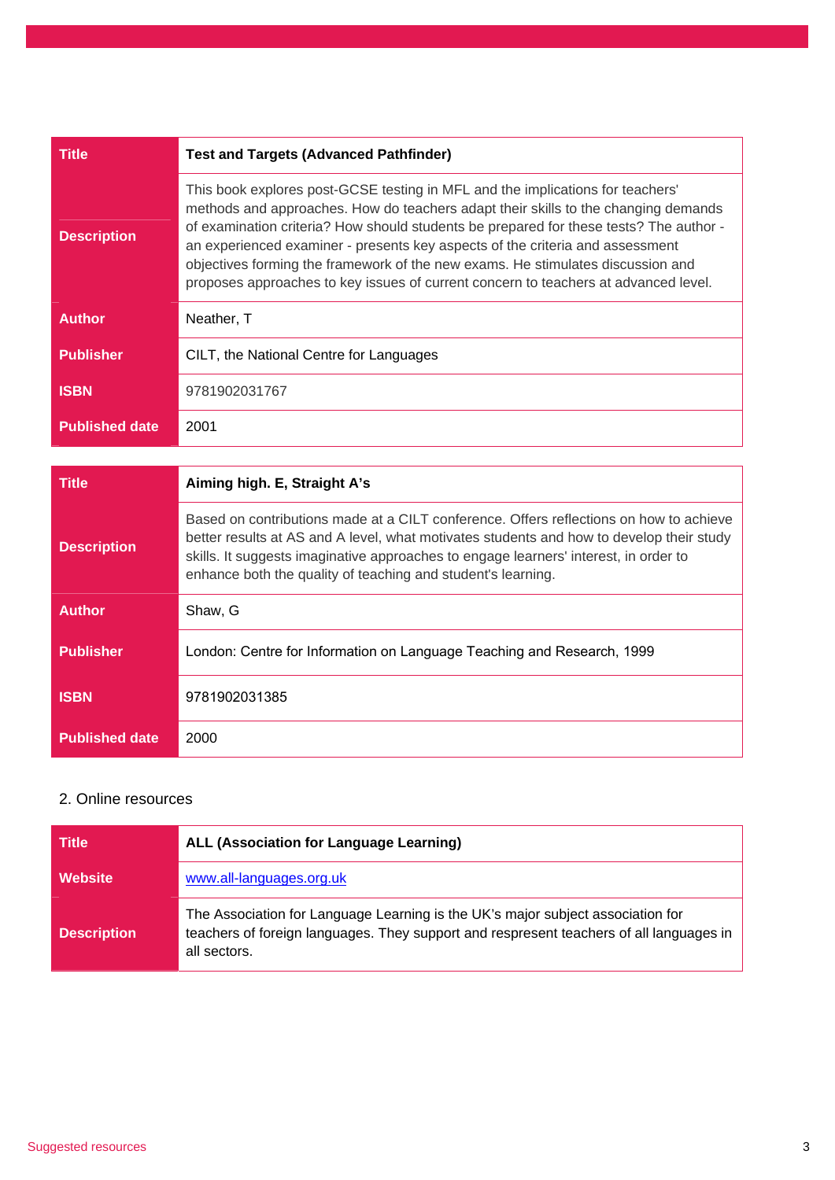| Title | Test and Targets (Advanced Pathfinder) |
| --- | --- |
| Description | This book explores post-GCSE testing in MFL and the implications for teachers' methods and approaches. How do teachers adapt their skills to the changing demands of examination criteria? How should students be prepared for these tests? The author - an experienced examiner - presents key aspects of the criteria and assessment objectives forming the framework of the new exams. He stimulates discussion and proposes approaches to key issues of current concern to teachers at advanced level. |
| Author | Neather, T |
| Publisher | CILT, the National Centre for Languages |
| ISBN | 9781902031767 |
| Published date | 2001 |

| Title | Aiming high. E, Straight A's |
| --- | --- |
| Description | Based on contributions made at a CILT conference. Offers reflections on how to achieve better results at AS and A level, what motivates students and how to develop their study skills. It suggests imaginative approaches to engage learners' interest, in order to enhance both the quality of teaching and student's learning. |
| Author | Shaw, G |
| Publisher | London: Centre for Information on Language Teaching and Research, 1999 |
| ISBN | 9781902031385 |
| Published date | 2000 |

2. Online resources

| Title | ALL (Association for Language Learning) |
| --- | --- |
| Website | [www.all-languages.org.uk](http://www.all-languages.org.uk) |
| Description | The Association for Language Learning is the UK's major subject association for teachers of foreign languages. They support and respresent teachers of all languages in all sectors. |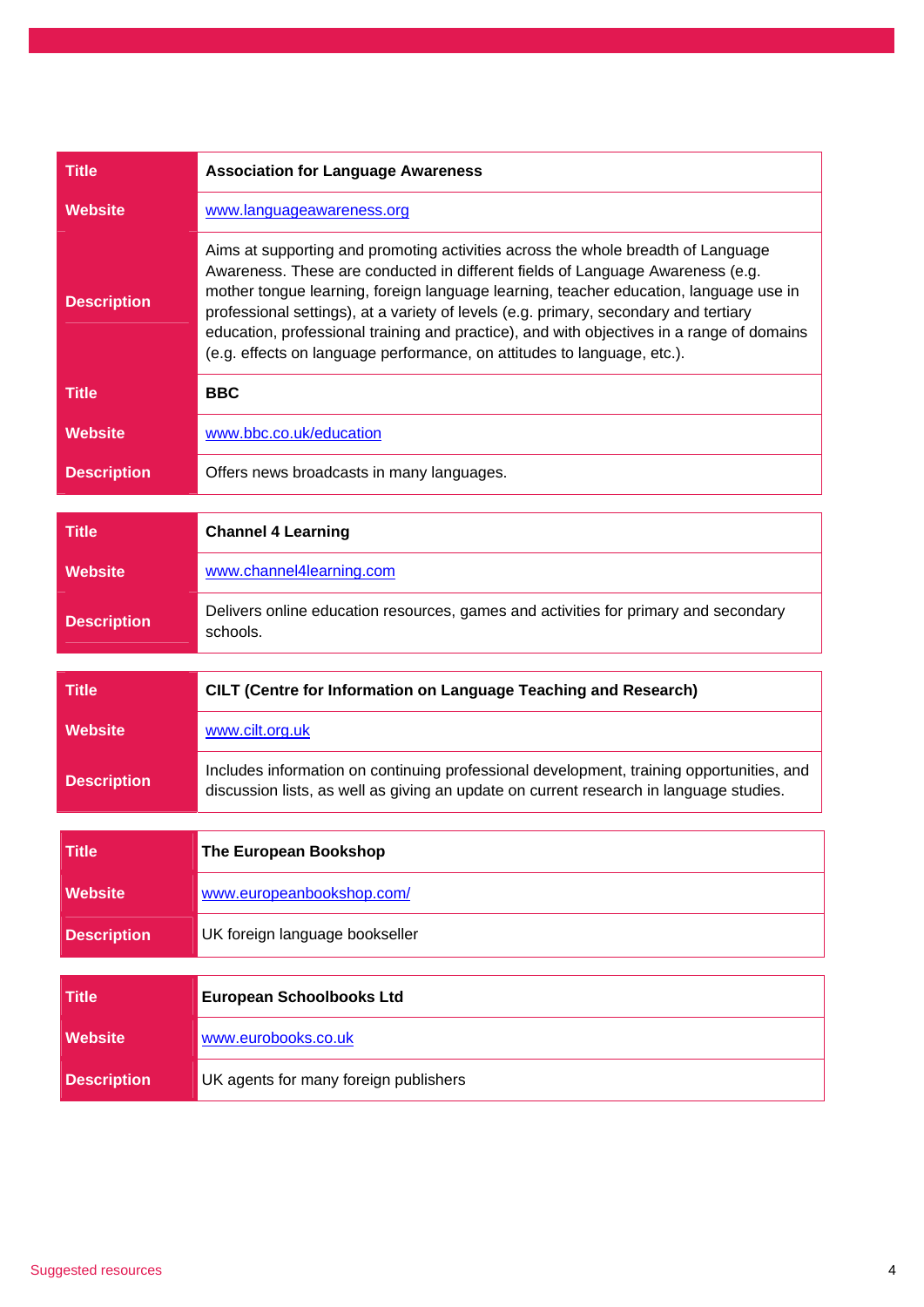| | |
|---|---|
| **Title** | **Association for Language Awareness** |
| **Website** | www.languageawareness.org |
| **Description** | Aims at supporting and promoting activities across the whole breadth of Language Awareness. These are conducted in different fields of Language Awareness (e.g. mother tongue learning, foreign language learning, teacher education, language use in professional settings), at a variety of levels (e.g. primary, secondary and tertiary education, professional training and practice), and with objectives in a range of domains (e.g. effects on language performance, on attitudes to language, etc.). |
| **Title** | **BBC** |
| **Website** | www.bbc.co.uk/education |
| **Description** | Offers news broadcasts in many languages. |

| | |
|---|---|
| **Title** | **Channel 4 Learning** |
| **Website** | www.channel4learning.com |
| **Description** | Delivers online education resources, games and activities for primary and secondary schools. |

| | |
|---|---|
| **Title** | **CILT (Centre for Information on Language Teaching and Research)** |
| **Website** | www.cilt.org.uk |
| **Description** | Includes information on continuing professional development, training opportunities, and discussion lists, as well as giving an update on current research in language studies. |

| | |
|---|---|
| **Title** | **The European Bookshop** |
| **Website** | www.europeanbookshop.com/ |
| **Description** | UK foreign language bookseller |

| | |
|---|---|
| **Title** | **European Schoolbooks Ltd** |
| **Website** | www.eurobooks.co.uk |
| **Description** | UK agents for many foreign publishers |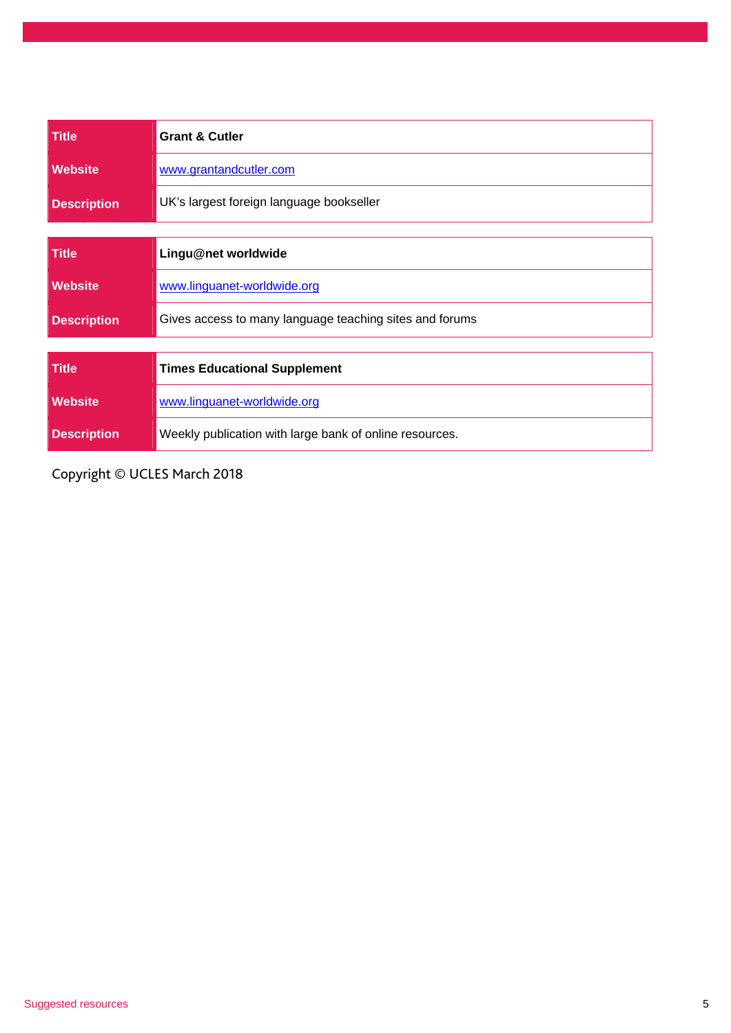| | |
|---|---|
| **Title** | **Grant & Cutler** |
| **Website** | www.grantandcutler.com |
| **Description** | UK's largest foreign language bookseller |

| | |
|---|---|
| **Title** | **Lingu@net worldwide** |
| **Website** | www.linguanet-worldwide.org |
| **Description** | Gives access to many language teaching sites and forums |

| | |
|---|---|
| **Title** | **Times Educational Supplement** |
| **Website** | www.linguanet-worldwide.org |
| **Description** | Weekly publication with large bank of online resources. |

Copyright © UCLES March 2018